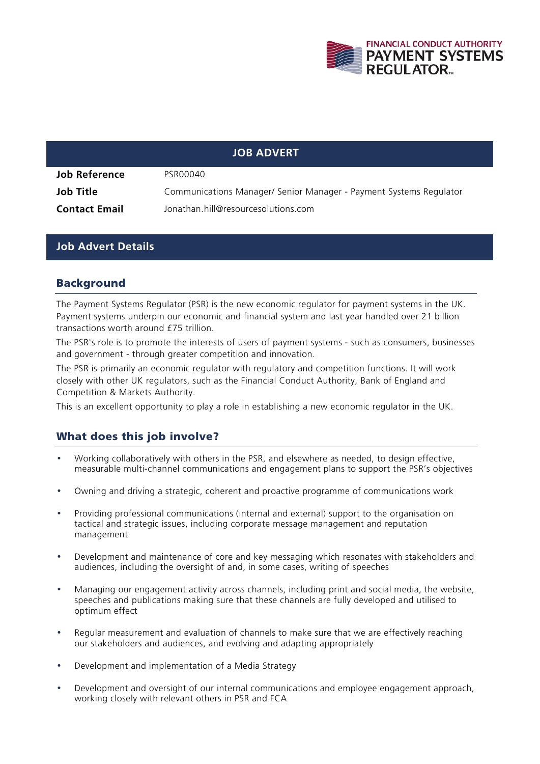FINANCIAL CONDUCT AUTHORITY
PAYMENT SYSTEMS REGULATOR

## JOB ADVERT

| | |
|---|---|
| **Job Reference** | PSR00040 |
| **Job Title** | Communications Manager/ Senior Manager - Payment Systems Regulator |
| **Contact Email** | Jonathan.hill@resourcesolutions.com |

## Job Advert Details

### Background

The Payment Systems Regulator (PSR) is the new economic regulator for payment systems in the UK. Payment systems underpin our economic and financial system and last year handled over 21 billion transactions worth around £75 trillion.

The PSR's role is to promote the interests of users of payment systems - such as consumers, businesses and government - through greater competition and innovation.

The PSR is primarily an economic regulator with regulatory and competition functions. It will work closely with other UK regulators, such as the Financial Conduct Authority, Bank of England and Competition & Markets Authority.

This is an excellent opportunity to play a role in establishing a new economic regulator in the UK.

### What does this job involve?

- Working collaboratively with others in the PSR, and elsewhere as needed, to design effective, measurable multi-channel communications and engagement plans to support the PSR's objectives
- Owning and driving a strategic, coherent and proactive programme of communications work
- Providing professional communications (internal and external) support to the organisation on tactical and strategic issues, including corporate message management and reputation management
- Development and maintenance of core and key messaging which resonates with stakeholders and audiences, including the oversight of and, in some cases, writing of speeches
- Managing our engagement activity across channels, including print and social media, the website, speeches and publications making sure that these channels are fully developed and utilised to optimum effect
- Regular measurement and evaluation of channels to make sure that we are effectively reaching our stakeholders and audiences, and evolving and adapting appropriately
- Development and implementation of a Media Strategy
- Development and oversight of our internal communications and employee engagement approach, working closely with relevant others in PSR and FCA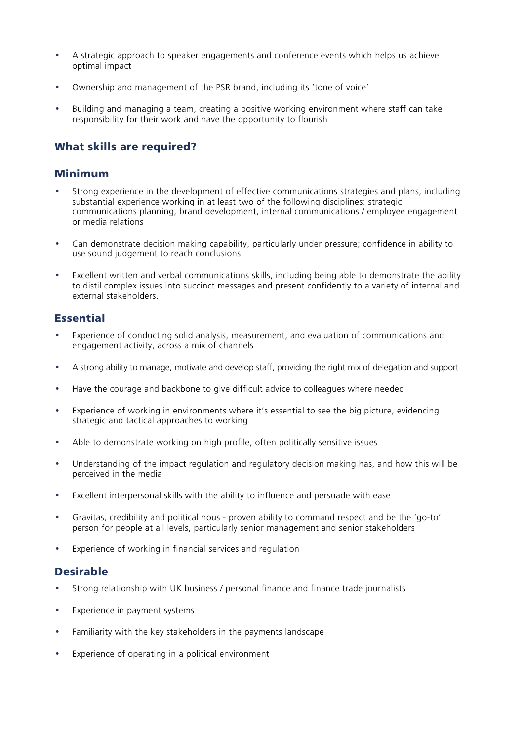- A strategic approach to speaker engagements and conference events which helps us achieve optimal impact
- Ownership and management of the PSR brand, including its 'tone of voice'
- Building and managing a team, creating a positive working environment where staff can take responsibility for their work and have the opportunity to flourish

## What skills are required?

### Minimum

- Strong experience in the development of effective communications strategies and plans, including substantial experience working in at least two of the following disciplines: strategic communications planning, brand development, internal communications / employee engagement or media relations
- Can demonstrate decision making capability, particularly under pressure; confidence in ability to use sound judgement to reach conclusions
- Excellent written and verbal communications skills, including being able to demonstrate the ability to distil complex issues into succinct messages and present confidently to a variety of internal and external stakeholders.

### Essential

- Experience of conducting solid analysis, measurement, and evaluation of communications and engagement activity, across a mix of channels
- A strong ability to manage, motivate and develop staff, providing the right mix of delegation and support
- Have the courage and backbone to give difficult advice to colleagues where needed
- Experience of working in environments where it's essential to see the big picture, evidencing strategic and tactical approaches to working
- Able to demonstrate working on high profile, often politically sensitive issues
- Understanding of the impact regulation and regulatory decision making has, and how this will be perceived in the media
- Excellent interpersonal skills with the ability to influence and persuade with ease
- Gravitas, credibility and political nous - proven ability to command respect and be the 'go-to' person for people at all levels, particularly senior management and senior stakeholders
- Experience of working in financial services and regulation

### Desirable

- Strong relationship with UK business / personal finance and finance trade journalists
- Experience in payment systems
- Familiarity with the key stakeholders in the payments landscape
- Experience of operating in a political environment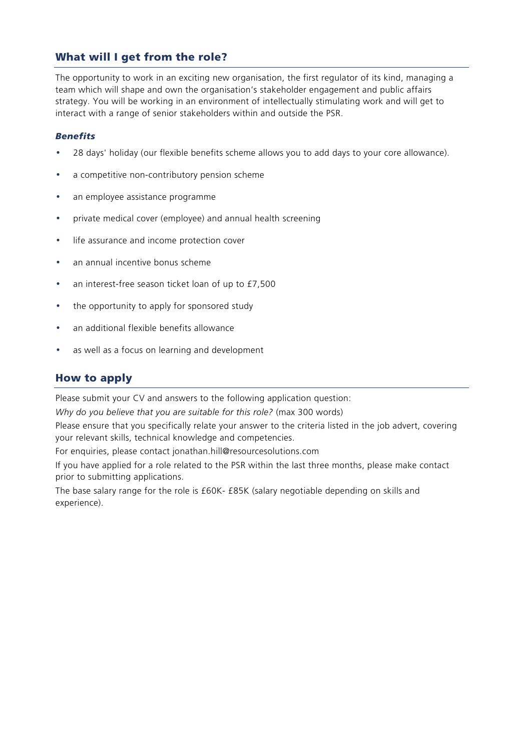## What will I get from the role?

The opportunity to work in an exciting new organisation, the first regulator of its kind, managing a team which will shape and own the organisation's stakeholder engagement and public affairs strategy. You will be working in an environment of intellectually stimulating work and will get to interact with a range of senior stakeholders within and outside the PSR.

### *Benefits*

- 28 days' holiday (our flexible benefits scheme allows you to add days to your core allowance).
- a competitive non-contributory pension scheme
- an employee assistance programme
- private medical cover (employee) and annual health screening
- life assurance and income protection cover
- an annual incentive bonus scheme
- an interest-free season ticket loan of up to £7,500
- the opportunity to apply for sponsored study
- an additional flexible benefits allowance
- as well as a focus on learning and development

## How to apply

Please submit your CV and answers to the following application question:

*Why do you believe that you are suitable for this role?* (max 300 words)

Please ensure that you specifically relate your answer to the criteria listed in the job advert, covering your relevant skills, technical knowledge and competencies.

For enquiries, please contact jonathan.hill@resourcesolutions.com

If you have applied for a role related to the PSR within the last three months, please make contact prior to submitting applications.

The base salary range for the role is £60K- £85K (salary negotiable depending on skills and experience).